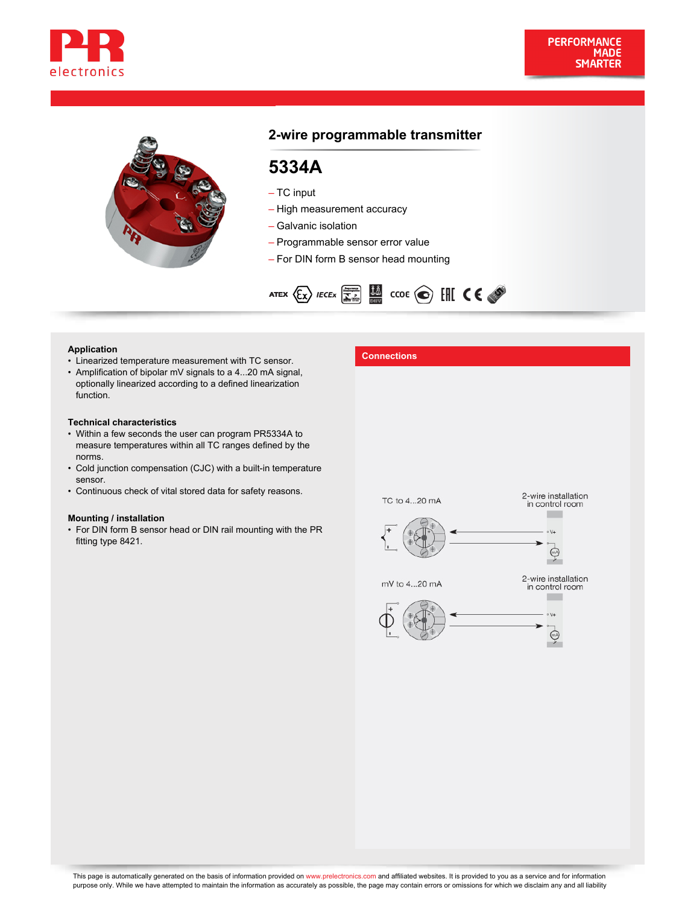PERFORMANCE MADE SMARTER

## 2-wire programmable transmitter

# 5334A

- TC input
- High measurement accuracy
- Galvanic isolation
- Programmable sensor error value
- For DIN form B sensor head mounting

### Application

- Linearized temperature measurement with TC sensor.
- Amplification of bipolar mV signals to a 4...20 mA signal, optionally linearized according to a defined linearization function.

### Technical characteristics

- Within a few seconds the user can program PR5334A to measure temperatures within all TC ranges defined by the norms.
- Cold junction compensation (CJC) with a built-in temperature sensor.
- Continuous check of vital stored data for safety reasons.

### Mounting / installation

- For DIN form B sensor head or DIN rail mounting with the PR fitting type 8421.

### Connections

TC to 4...20 mA — 2-wire installation in control room

mV to 4...20 mA — 2-wire installation in control room

This page is automatically generated on the basis of information provided on www.prelectronics.com and affiliated websites. It is provided to you as a service and for information purpose only. While we have attempted to maintain the information as accurately as possible, the page may contain errors or omissions for which we disclaim any and all liability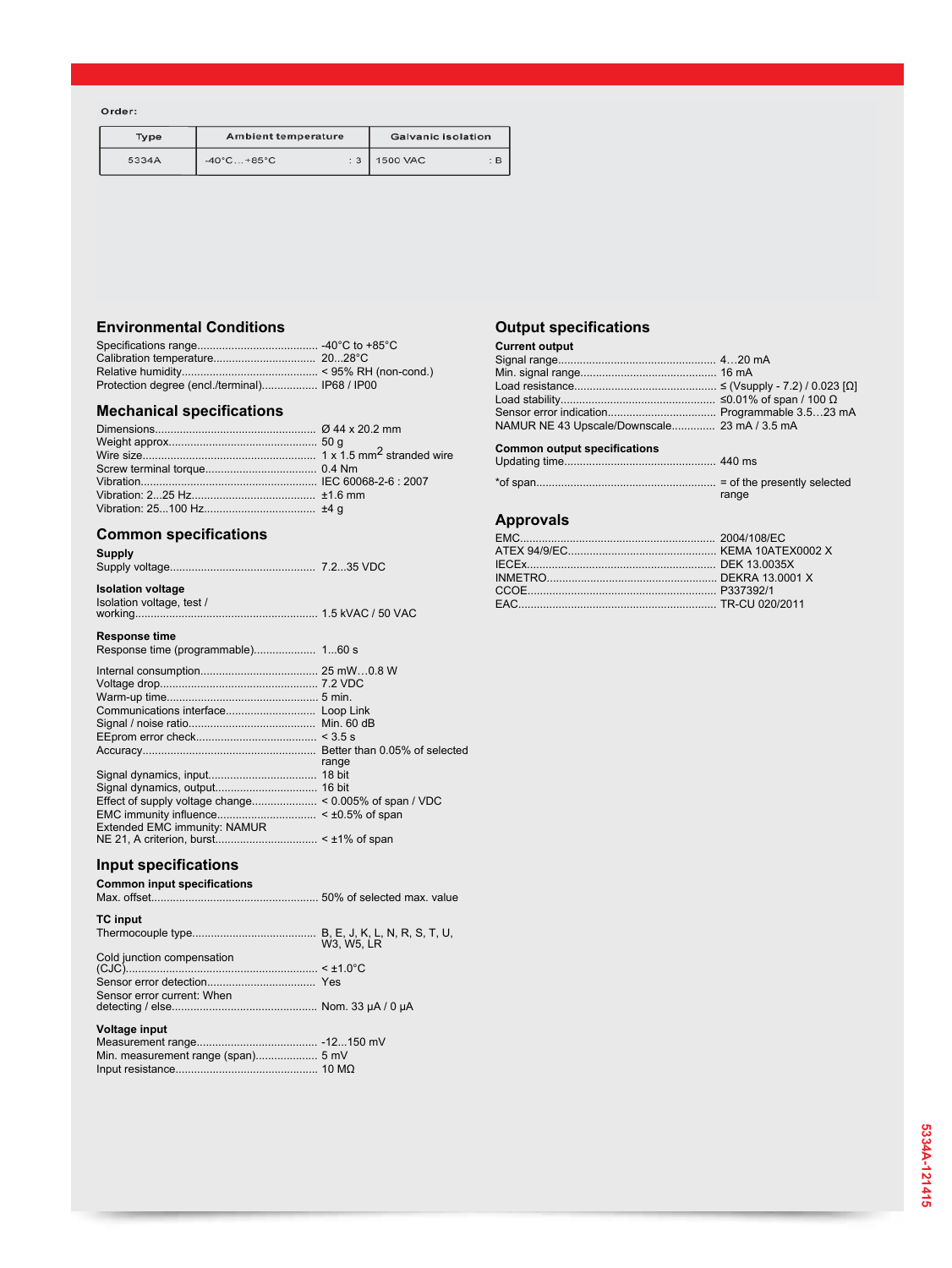Order:

| Type | Ambient temperature | | Galvanic isolation | |
|---|---|---|---|---|
| 5334A | -40°C...+85°C | : 3 | 1500 VAC | : B |

## Environmental Conditions

Specifications range........................................ -40°C to +85°C
Calibration temperature................................. 20...28°C
Relative humidity............................................ < 95% RH (non-cond.)
Protection degree (encl./terminal)................. IP68 / IP00

## Mechanical specifications

Dimensions.................................................... Ø 44 x 20.2 mm
Weight approx................................................ 50 g
Wire size........................................................ 1 x 1.5 $mm^2$ stranded wire
Screw terminal torque.................................... 0.4 Nm
Vibration......................................................... IEC 60068-2-6 : 2007
Vibration: 2...25 Hz........................................ ±1.6 mm
Vibration: 25...100 Hz.................................... ±4 g

## Common specifications

**Supply**

Supply voltage............................................... 7.2...35 VDC

**Isolation voltage**

Isolation voltage, test / working........................................................ 1.5 kVAC / 50 VAC

**Response time**

Response time (programmable).................... 1...60 s

Internal consumption...................................... 25 mW...0.8 W
Voltage drop................................................... 7.2 VDC
Warm-up time................................................. 5 min.
Communications interface............................. Loop Link
Signal / noise ratio......................................... Min. 60 dB
EEprom error check........................................ < 3.5 s
Accuracy......................................................... Better than 0.05% of selected range
Signal dynamics, input................................... 18 bit
Signal dynamics, output................................. 16 bit
Effect of supply voltage change..................... < 0.005% of span / VDC
EMC immunity influence................................ < ±0.5% of span
Extended EMC immunity: NAMUR NE 21, A criterion, burst................................ < ±1% of span

## Input specifications

**Common input specifications**

Max. offset...................................................... 50% of selected max. value

**TC input**

Thermocouple type......................................... B, E, J, K, L, N, R, S, T, U, W3, W5, LR

Cold junction compensation (CJC)................................................................ < ±1.0°C
Sensor error detection................................... Yes
Sensor error current: When detecting / else.............................................. Nom. 33 µA / 0 µA

**Voltage input**

Measurement range....................................... -12...150 mV
Min. measurement range (span).................... 5 mV
Input resistance.............................................. 10 MΩ

## Output specifications

**Current output**

Signal range................................................... 4...20 mA
Min. signal range............................................ 16 mA
Load resistance.............................................. ≤ (Vsupply - 7.2) / 0.023 [Ω]
Load stability.................................................. ≤0.01% of span / 100 Ω
Sensor error indication................................... Programmable 3.5...23 mA
NAMUR NE 43 Upscale/Downscale............. 23 mA / 3.5 mA

**Common output specifications**

Updating time................................................. 440 ms

*of span.......................................................... = of the presently selected range

## Approvals

EMC............................................................... 2004/108/EC
ATEX 94/9/EC................................................ KEMA 10ATEX0002 X
IECEx............................................................. DEK 13.0035X
INMETRO....................................................... DEKRA 13.0001 X
CCOE............................................................. P337392/1
EAC............................................................... TR-CU 020/2011

5334A-121415